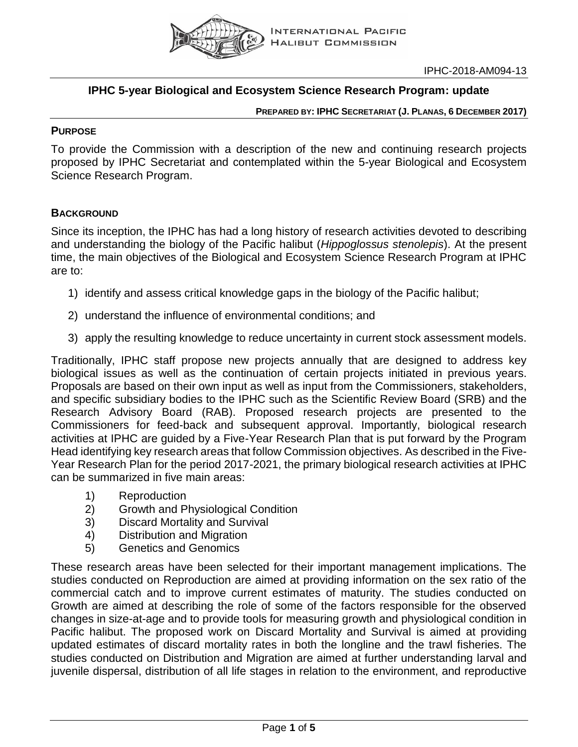IPHC-2018-AM094-13

# IPHC 5-year Biological and Ecosystem Science Research Program: update

**PREPARED BY: IPHC SECRETARIAT (J. PLANAS, 6 DECEMBER 2017)**

## PURPOSE

To provide the Commission with a description of the new and continuing research projects proposed by IPHC Secretariat and contemplated within the 5-year Biological and Ecosystem Science Research Program.

## BACKGROUND

Since its inception, the IPHC has had a long history of research activities devoted to describing and understanding the biology of the Pacific halibut (*Hippoglossus stenolepis*). At the present time, the main objectives of the Biological and Ecosystem Science Research Program at IPHC are to:

1) identify and assess critical knowledge gaps in the biology of the Pacific halibut;
2) understand the influence of environmental conditions; and
3) apply the resulting knowledge to reduce uncertainty in current stock assessment models.

Traditionally, IPHC staff propose new projects annually that are designed to address key biological issues as well as the continuation of certain projects initiated in previous years. Proposals are based on their own input as well as input from the Commissioners, stakeholders, and specific subsidiary bodies to the IPHC such as the Scientific Review Board (SRB) and the Research Advisory Board (RAB). Proposed research projects are presented to the Commissioners for feed-back and subsequent approval. Importantly, biological research activities at IPHC are guided by a Five-Year Research Plan that is put forward by the Program Head identifying key research areas that follow Commission objectives. As described in the Five-Year Research Plan for the period 2017-2021, the primary biological research activities at IPHC can be summarized in five main areas:

1) Reproduction
2) Growth and Physiological Condition
3) Discard Mortality and Survival
4) Distribution and Migration
5) Genetics and Genomics

These research areas have been selected for their important management implications. The studies conducted on Reproduction are aimed at providing information on the sex ratio of the commercial catch and to improve current estimates of maturity. The studies conducted on Growth are aimed at describing the role of some of the factors responsible for the observed changes in size-at-age and to provide tools for measuring growth and physiological condition in Pacific halibut. The proposed work on Discard Mortality and Survival is aimed at providing updated estimates of discard mortality rates in both the longline and the trawl fisheries. The studies conducted on Distribution and Migration are aimed at further understanding larval and juvenile dispersal, distribution of all life stages in relation to the environment, and reproductive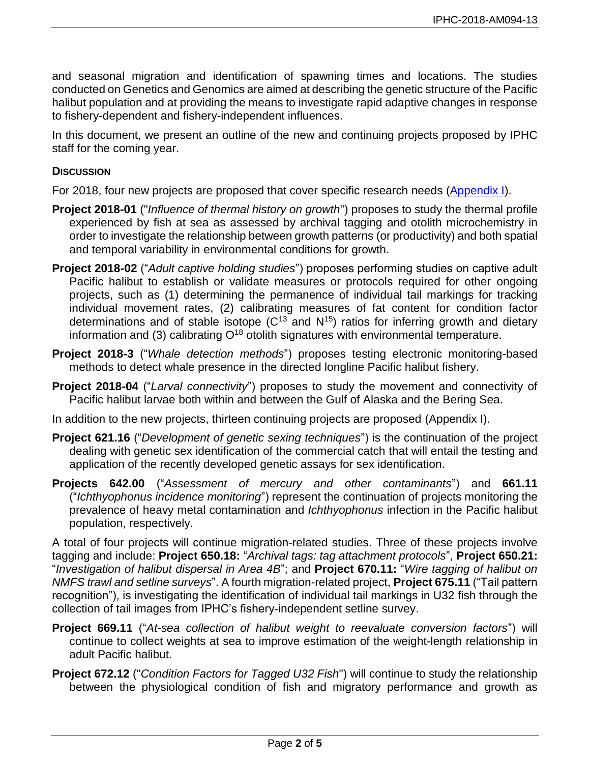and seasonal migration and identification of spawning times and locations. The studies conducted on Genetics and Genomics are aimed at describing the genetic structure of the Pacific halibut population and at providing the means to investigate rapid adaptive changes in response to fishery-dependent and fishery-independent influences.

In this document, we present an outline of the new and continuing projects proposed by IPHC staff for the coming year.

**DISCUSSION**

For 2018, four new projects are proposed that cover specific research needs (Appendix I).

- **Project 2018-01** ("*Influence of thermal history on growth*") proposes to study the thermal profile experienced by fish at sea as assessed by archival tagging and otolith microchemistry in order to investigate the relationship between growth patterns (or productivity) and both spatial and temporal variability in environmental conditions for growth.
- **Project 2018-02** ("*Adult captive holding studies*") proposes performing studies on captive adult Pacific halibut to establish or validate measures or protocols required for other ongoing projects, such as (1) determining the permanence of individual tail markings for tracking individual movement rates, (2) calibrating measures of fat content for condition factor determinations and of stable isotope ($C^{13}$ and $N^{15}$) ratios for inferring growth and dietary information and (3) calibrating $O^{18}$ otolith signatures with environmental temperature.
- **Project 2018-3** ("*Whale detection methods*") proposes testing electronic monitoring-based methods to detect whale presence in the directed longline Pacific halibut fishery.
- **Project 2018-04** ("*Larval connectivity*") proposes to study the movement and connectivity of Pacific halibut larvae both within and between the Gulf of Alaska and the Bering Sea.

In addition to the new projects, thirteen continuing projects are proposed (Appendix I).

- **Project 621.16** ("*Development of genetic sexing techniques*") is the continuation of the project dealing with genetic sex identification of the commercial catch that will entail the testing and application of the recently developed genetic assays for sex identification.
- **Projects 642.00** ("*Assessment of mercury and other contaminants*") and **661.11** ("*Ichthyophonus incidence monitoring*") represent the continuation of projects monitoring the prevalence of heavy metal contamination and *Ichthyophonus* infection in the Pacific halibut population, respectively.

A total of four projects will continue migration-related studies. Three of these projects involve tagging and include: **Project 650.18:** "*Archival tags: tag attachment protocols*", **Project 650.21:** "*Investigation of halibut dispersal in Area 4B*"; and **Project 670.11:** "*Wire tagging of halibut on NMFS trawl and setline surveys*". A fourth migration-related project, **Project 675.11** ("Tail pattern recognition"), is investigating the identification of individual tail markings in U32 fish through the collection of tail images from IPHC's fishery-independent setline survey.

- **Project 669.11** ("*At-sea collection of halibut weight to reevaluate conversion factors*") will continue to collect weights at sea to improve estimation of the weight-length relationship in adult Pacific halibut.
- **Project 672.12** ("*Condition Factors for Tagged U32 Fish*") will continue to study the relationship between the physiological condition of fish and migratory performance and growth as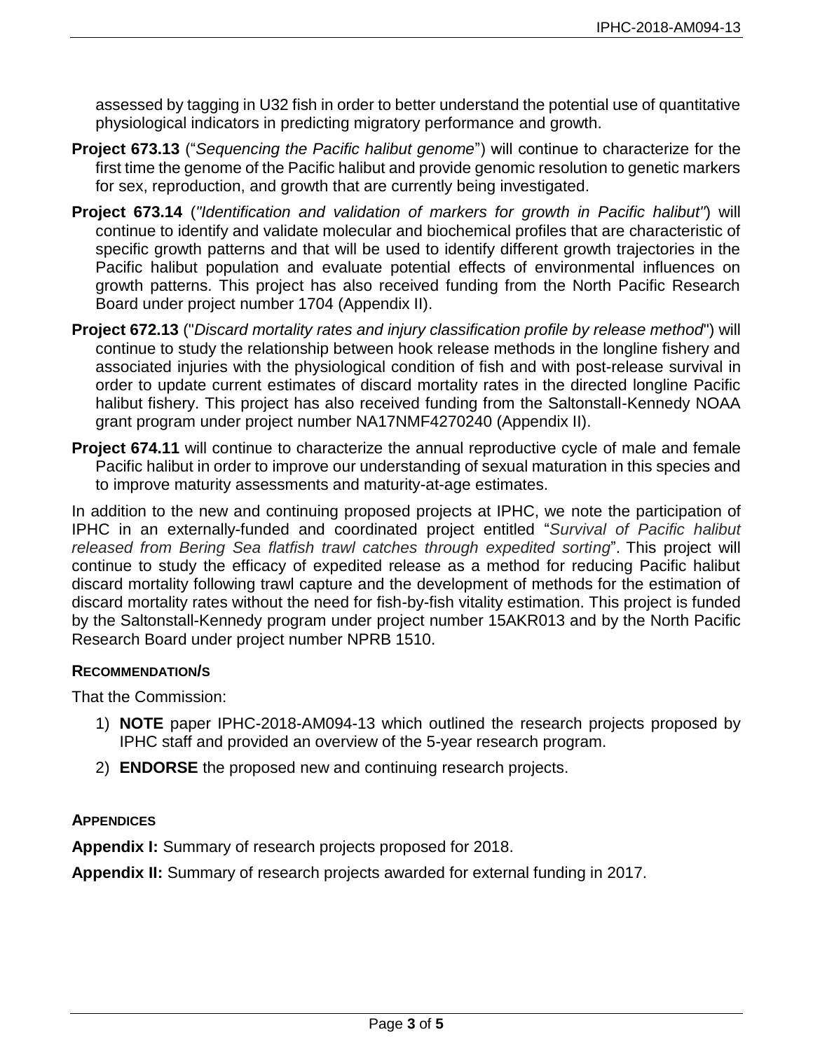assessed by tagging in U32 fish in order to better understand the potential use of quantitative physiological indicators in predicting migratory performance and growth.

**Project 673.13** ("*Sequencing the Pacific halibut genome*") will continue to characterize for the first time the genome of the Pacific halibut and provide genomic resolution to genetic markers for sex, reproduction, and growth that are currently being investigated.

**Project 673.14** (*"Identification and validation of markers for growth in Pacific halibut"*) will continue to identify and validate molecular and biochemical profiles that are characteristic of specific growth patterns and that will be used to identify different growth trajectories in the Pacific halibut population and evaluate potential effects of environmental influences on growth patterns. This project has also received funding from the North Pacific Research Board under project number 1704 (Appendix II).

**Project 672.13** ("*Discard mortality rates and injury classification profile by release method*") will continue to study the relationship between hook release methods in the longline fishery and associated injuries with the physiological condition of fish and with post-release survival in order to update current estimates of discard mortality rates in the directed longline Pacific halibut fishery. This project has also received funding from the Saltonstall-Kennedy NOAA grant program under project number NA17NMF4270240 (Appendix II).

**Project 674.11** will continue to characterize the annual reproductive cycle of male and female Pacific halibut in order to improve our understanding of sexual maturation in this species and to improve maturity assessments and maturity-at-age estimates.

In addition to the new and continuing proposed projects at IPHC, we note the participation of IPHC in an externally-funded and coordinated project entitled "*Survival of Pacific halibut released from Bering Sea flatfish trawl catches through expedited sorting*". This project will continue to study the efficacy of expedited release as a method for reducing Pacific halibut discard mortality following trawl capture and the development of methods for the estimation of discard mortality rates without the need for fish-by-fish vitality estimation. This project is funded by the Saltonstall-Kennedy program under project number 15AKR013 and by the North Pacific Research Board under project number NPRB 1510.

### RECOMMENDATION/S

That the Commission:

1) **NOTE** paper IPHC-2018-AM094-13 which outlined the research projects proposed by IPHC staff and provided an overview of the 5-year research program.
2) **ENDORSE** the proposed new and continuing research projects.

### APPENDICES

**Appendix I:** Summary of research projects proposed for 2018.

**Appendix II:** Summary of research projects awarded for external funding in 2017.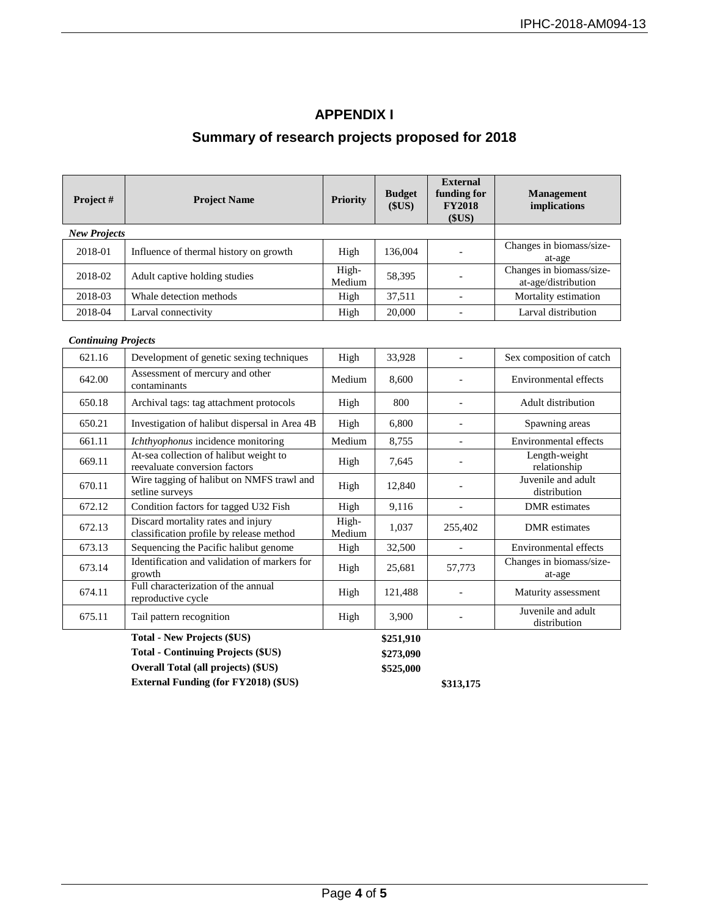# APPENDIX I

## Summary of research projects proposed for 2018

| Project # | Project Name | Priority | Budget ($US) | External funding for FY2018 ($US) | Management implications |
|---|---|---|---|---|---|
| ***New Projects*** | | | | | |
| 2018-01 | Influence of thermal history on growth | High | 136,004 | - | Changes in biomass/size-at-age |
| 2018-02 | Adult captive holding studies | High-Medium | 58,395 | - | Changes in biomass/size-at-age/distribution |
| 2018-03 | Whale detection methods | High | 37,511 | - | Mortality estimation |
| 2018-04 | Larval connectivity | High | 20,000 | - | Larval distribution |
| ***Continuing Projects*** | | | | | |
| 621.16 | Development of genetic sexing techniques | High | 33,928 | - | Sex composition of catch |
| 642.00 | Assessment of mercury and other contaminants | Medium | 8,600 | - | Environmental effects |
| 650.18 | Archival tags: tag attachment protocols | High | 800 | - | Adult distribution |
| 650.21 | Investigation of halibut dispersal in Area 4B | High | 6,800 | - | Spawning areas |
| 661.11 | *Ichthyophonus* incidence monitoring | Medium | 8,755 | - | Environmental effects |
| 669.11 | At-sea collection of halibut weight to reevaluate conversion factors | High | 7,645 | - | Length-weight relationship |
| 670.11 | Wire tagging of halibut on NMFS trawl and setline surveys | High | 12,840 | - | Juvenile and adult distribution |
| 672.12 | Condition factors for tagged U32 Fish | High | 9,116 | - | DMR estimates |
| 672.13 | Discard mortality rates and injury classification profile by release method | High-Medium | 1,037 | 255,402 | DMR estimates |
| 673.13 | Sequencing the Pacific halibut genome | High | 32,500 | - | Environmental effects |
| 673.14 | Identification and validation of markers for growth | High | 25,681 | 57,773 | Changes in biomass/size-at-age |
| 674.11 | Full characterization of the annual reproductive cycle | High | 121,488 | - | Maturity assessment |
| 675.11 | Tail pattern recognition | High | 3,900 | - | Juvenile and adult distribution |
| | **Total - New Projects ($US)** | | **$251,910** | | |
| | **Total - Continuing Projects ($US)** | | **$273,090** | | |
| | **Overall Total (all projects) ($US)** | | **$525,000** | | |
| | **External Funding (for FY2018) ($US)** | | | **$313,175** | |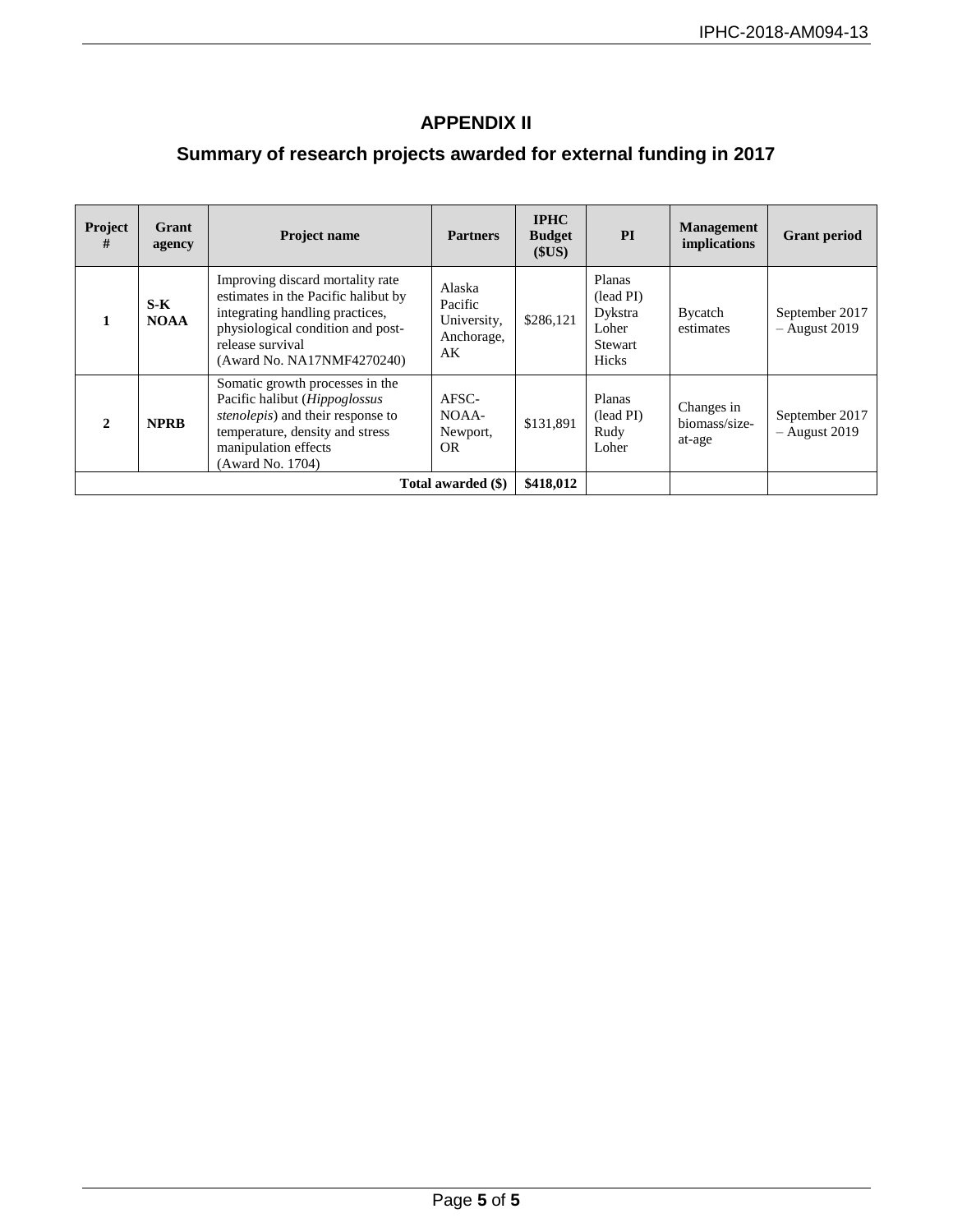## APPENDIX II

## Summary of research projects awarded for external funding in 2017

| Project # | Grant agency | Project name | Partners | IPHC Budget ($US) | PI | Management implications | Grant period |
|---|---|---|---|---|---|---|---|
| 1 | **S-K NOAA** | Improving discard mortality rate estimates in the Pacific halibut by integrating handling practices, physiological condition and post-release survival (Award No. NA17NMF4270240) | Alaska Pacific University, Anchorage, AK | $286,121 | Planas (lead PI) Dykstra Loher Stewart Hicks | Bycatch estimates | September 2017 – August 2019 |
| 2 | **NPRB** | Somatic growth processes in the Pacific halibut (*Hippoglossus stenolepis*) and their response to temperature, density and stress manipulation effects (Award No. 1704) | AFSC-NOAA-Newport, OR | $131,891 | Planas (lead PI) Rudy Loher | Changes in biomass/size-at-age | September 2017 – August 2019 |
| | | | **Total awarded ($)** | **$418,012** | | | |